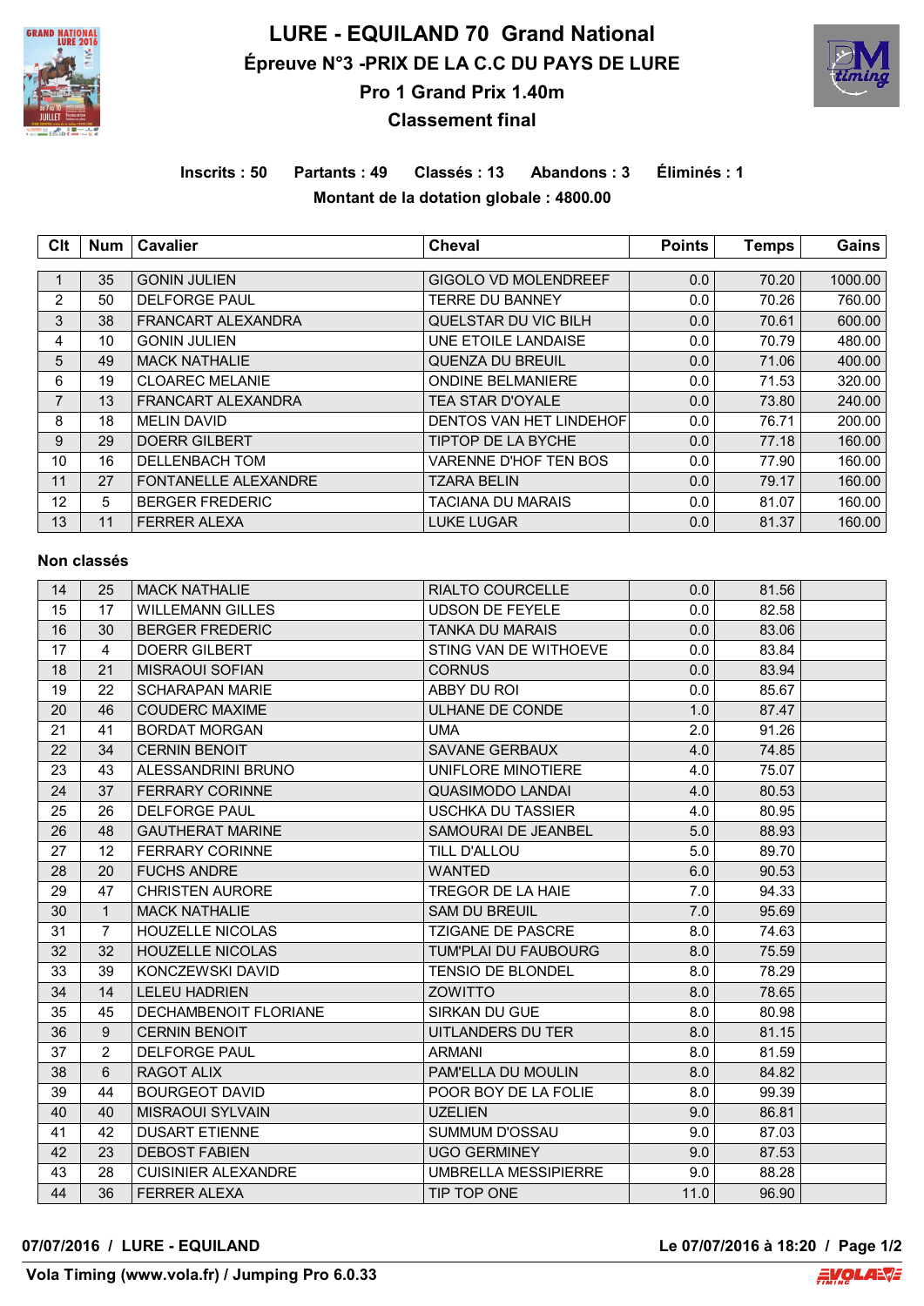# LURE - EQUILAND 70 Grand National

## Épreuve N°3 -PRIX DE LA C.C DU PAYS DE LURE

## Pro 1 Grand Prix 1.40m

## Classement final

**Inscrits : 50 Partants : 49 Classés : 13 Abandons : 3 Éliminés : 1**

**Montant de la dotation globale : 4800.00**

| Clt | Num | Cavalier | Cheval | Points | Temps | Gains |
|---|---|---|---|---|---|---|
| 1 | 35 | GONIN JULIEN | GIGOLO VD MOLENDREEF | 0.0 | 70.20 | 1000.00 |
| 2 | 50 | DELFORGE PAUL | TERRE DU BANNEY | 0.0 | 70.26 | 760.00 |
| 3 | 38 | FRANCART ALEXANDRA | QUELSTAR DU VIC BILH | 0.0 | 70.61 | 600.00 |
| 4 | 10 | GONIN JULIEN | UNE ETOILE LANDAISE | 0.0 | 70.79 | 480.00 |
| 5 | 49 | MACK NATHALIE | QUENZA DU BREUIL | 0.0 | 71.06 | 400.00 |
| 6 | 19 | CLOAREC MELANIE | ONDINE BELMANIERE | 0.0 | 71.53 | 320.00 |
| 7 | 13 | FRANCART ALEXANDRA | TEA STAR D'OYALE | 0.0 | 73.80 | 240.00 |
| 8 | 18 | MELIN DAVID | DENTOS VAN HET LINDEHOF | 0.0 | 76.71 | 200.00 |
| 9 | 29 | DOERR GILBERT | TIPTOP DE LA BYCHE | 0.0 | 77.18 | 160.00 |
| 10 | 16 | DELLENBACH TOM | VARENNE D'HOF TEN BOS | 0.0 | 77.90 | 160.00 |
| 11 | 27 | FONTANELLE ALEXANDRE | TZARA BELIN | 0.0 | 79.17 | 160.00 |
| 12 | 5 | BERGER FREDERIC | TACIANA DU MARAIS | 0.0 | 81.07 | 160.00 |
| 13 | 11 | FERRER ALEXA | LUKE LUGAR | 0.0 | 81.37 | 160.00 |

**Non classés**

| Clt | Num | Cavalier | Cheval | Points | Temps | Gains |
|---|---|---|---|---|---|---|
| 14 | 25 | MACK NATHALIE | RIALTO COURCELLE | 0.0 | 81.56 | |
| 15 | 17 | WILLEMANN GILLES | UDSON DE FEYELE | 0.0 | 82.58 | |
| 16 | 30 | BERGER FREDERIC | TANKA DU MARAIS | 0.0 | 83.06 | |
| 17 | 4 | DOERR GILBERT | STING VAN DE WITHOEVE | 0.0 | 83.84 | |
| 18 | 21 | MISRAOUI SOFIAN | CORNUS | 0.0 | 83.94 | |
| 19 | 22 | SCHARAPAN MARIE | ABBY DU ROI | 0.0 | 85.67 | |
| 20 | 46 | COUDERC MAXIME | ULHANE DE CONDE | 1.0 | 87.47 | |
| 21 | 41 | BORDAT MORGAN | UMA | 2.0 | 91.26 | |
| 22 | 34 | CERNIN BENOIT | SAVANE GERBAUX | 4.0 | 74.85 | |
| 23 | 43 | ALESSANDRINI BRUNO | UNIFLORE MINOTIERE | 4.0 | 75.07 | |
| 24 | 37 | FERRARY CORINNE | QUASIMODO LANDAI | 4.0 | 80.53 | |
| 25 | 26 | DELFORGE PAUL | USCHKA DU TASSIER | 4.0 | 80.95 | |
| 26 | 48 | GAUTHERAT MARINE | SAMOURAI DE JEANBEL | 5.0 | 88.93 | |
| 27 | 12 | FERRARY CORINNE | TILL D'ALLOU | 5.0 | 89.70 | |
| 28 | 20 | FUCHS ANDRE | WANTED | 6.0 | 90.53 | |
| 29 | 47 | CHRISTEN AURORE | TREGOR DE LA HAIE | 7.0 | 94.33 | |
| 30 | 1 | MACK NATHALIE | SAM DU BREUIL | 7.0 | 95.69 | |
| 31 | 7 | HOUZELLE NICOLAS | TZIGANE DE PASCRE | 8.0 | 74.63 | |
| 32 | 32 | HOUZELLE NICOLAS | TUM'PLAI DU FAUBOURG | 8.0 | 75.59 | |
| 33 | 39 | KONCZEWSKI DAVID | TENSIO DE BLONDEL | 8.0 | 78.29 | |
| 34 | 14 | LELEU HADRIEN | ZOWITTO | 8.0 | 78.65 | |
| 35 | 45 | DECHAMBENOIT FLORIANE | SIRKAN DU GUE | 8.0 | 80.98 | |
| 36 | 9 | CERNIN BENOIT | UITLANDERS DU TER | 8.0 | 81.15 | |
| 37 | 2 | DELFORGE PAUL | ARMANI | 8.0 | 81.59 | |
| 38 | 6 | RAGOT ALIX | PAM'ELLA DU MOULIN | 8.0 | 84.82 | |
| 39 | 44 | BOURGEOT DAVID | POOR BOY DE LA FOLIE | 8.0 | 99.39 | |
| 40 | 40 | MISRAOUI SYLVAIN | UZELIEN | 9.0 | 86.81 | |
| 41 | 42 | DUSART ETIENNE | SUMMUM D'OSSAU | 9.0 | 87.03 | |
| 42 | 23 | DEBOST FABIEN | UGO GERMINEY | 9.0 | 87.53 | |
| 43 | 28 | CUISINIER ALEXANDRE | UMBRELLA MESSIPIERRE | 9.0 | 88.28 | |
| 44 | 36 | FERRER ALEXA | TIP TOP ONE | 11.0 | 96.90 | |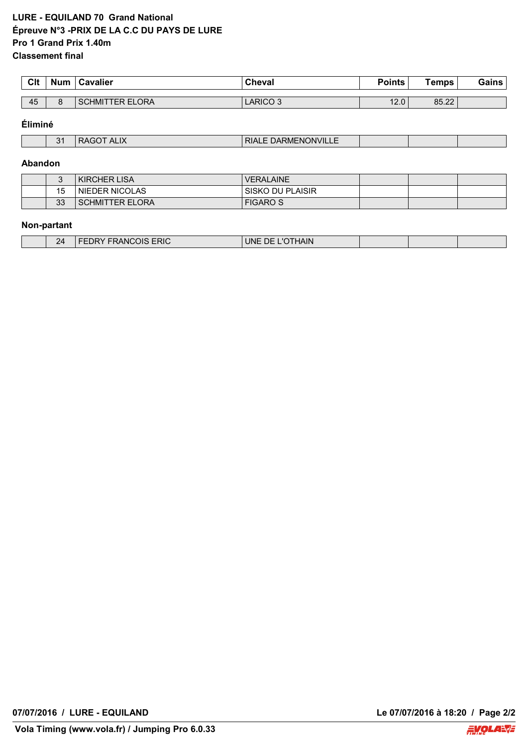**LURE - EQUILAND 70 Grand National**
**Épreuve N°3 -PRIX DE LA C.C DU PAYS DE LURE**
**Pro 1 Grand Prix 1.40m**
**Classement final**

| Clt | Num | Cavalier | Cheval | Points | Temps | Gains |
|---|---|---|---|---|---|---|
| 45 | 8 | SCHMITTER ELORA | LARICO 3 | 12.0 | 85.22 | |

**Éliminé**

| | | | | | | |
|---|---|---|---|---|---|---|
| | 31 | RAGOT ALIX | RIALE DARMENONVILLE | | | |

**Abandon**

| | | | | | | |
|---|---|---|---|---|---|---|
| | 3 | KIRCHER LISA | VERALAINE | | | |
| | 15 | NIEDER NICOLAS | SISKO DU PLAISIR | | | |
| | 33 | SCHMITTER ELORA | FIGARO S | | | |

**Non-partant**

| | | | | | | |
|---|---|---|---|---|---|---|
| | 24 | FEDRY FRANCOIS ERIC | UNE DE L'OTHAIN | | | |